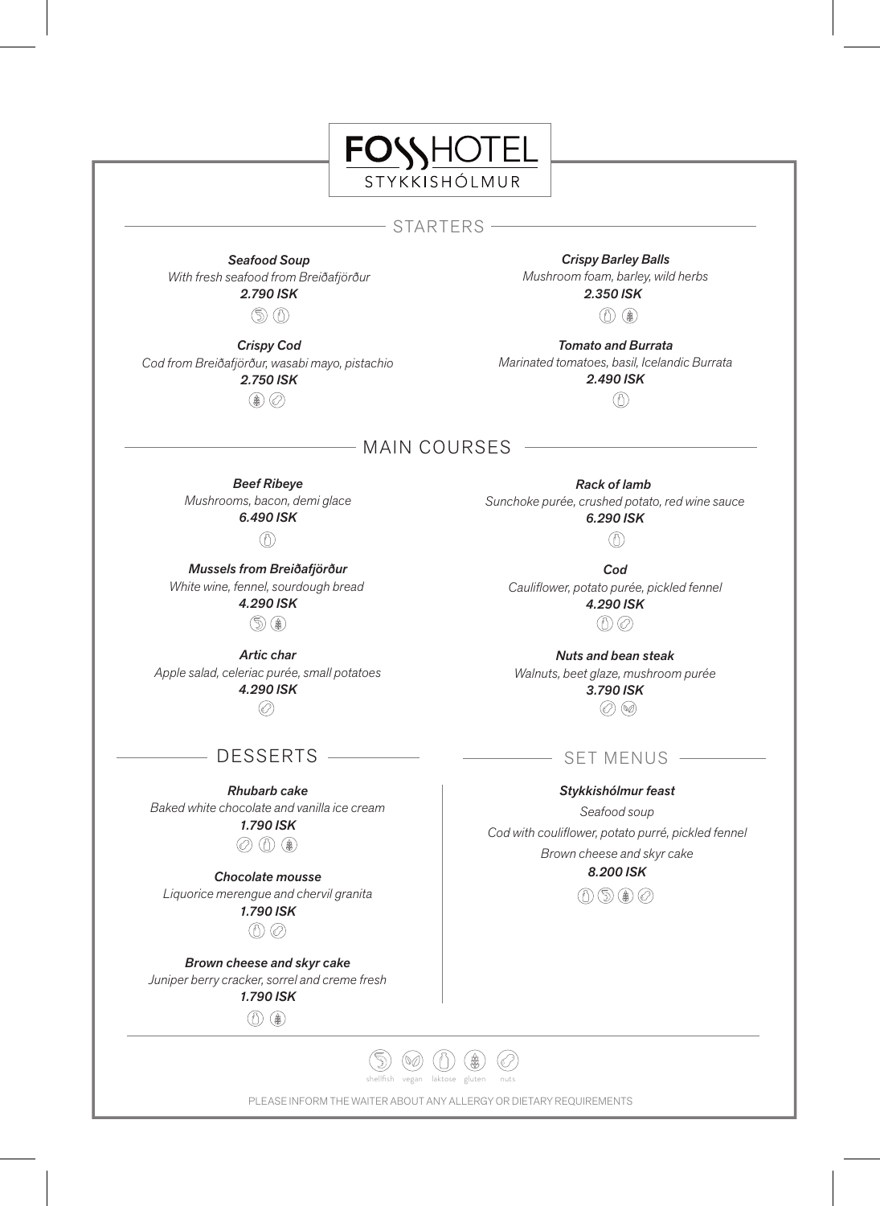# FOSSHOTEL
STYKKISHÓLMUR

## STARTERS

***Seafood Soup***
*With fresh seafood from Breiðafjörður*
***2.790 ISK***
shellfish, laktose

***Crispy Cod***
*Cod from Breiðafjörður, wasabi mayo, pistachio*
***2.750 ISK***
gluten, nuts

***Crispy Barley Balls***
*Mushroom foam, barley, wild herbs*
***2.350 ISK***
laktose, gluten

***Tomato and Burrata***
*Marinated tomatoes, basil, Icelandic Burrata*
***2.490 ISK***
laktose

## MAIN COURSES

***Beef Ribeye***
*Mushrooms, bacon, demi glace*
***6.490 ISK***
laktose

***Mussels from Breiðafjörður***
*White wine, fennel, sourdough bread*
***4.290 ISK***
shellfish, gluten

***Artic char***
*Apple salad, celeriac purée, small potatoes*
***4.290 ISK***
nuts

***Rack of lamb***
*Sunchoke purée, crushed potato, red wine sauce*
***6.290 ISK***
laktose

***Cod***
*Cauliflower, potato purée, pickled fennel*
***4.290 ISK***
laktose, nuts

***Nuts and bean steak***
*Walnuts, beet glaze, mushroom purée*
***3.790 ISK***
nuts, vegan

## DESSERTS

***Rhubarb cake***
*Baked white chocolate and vanilla ice cream*
***1.790 ISK***
nuts, laktose, gluten

***Chocolate mousse***
*Liquorice merengue and chervil granita*
***1.790 ISK***
laktose, nuts

***Brown cheese and skyr cake***
*Juniper berry cracker, sorrel and creme fresh*
***1.790 ISK***
laktose, gluten

## SET MENUS

***Stykkishólmur feast***
*Seafood soup*
*Cod with couliflower, potato purré, pickled fennel*
*Brown cheese and skyr cake*
***8.200 ISK***
laktose, shellfish, gluten, nuts

---

shellfish · vegan · laktose · gluten · nuts

PLEASE INFORM THE WAITER ABOUT ANY ALLERGY OR DIETARY REQUIREMENTS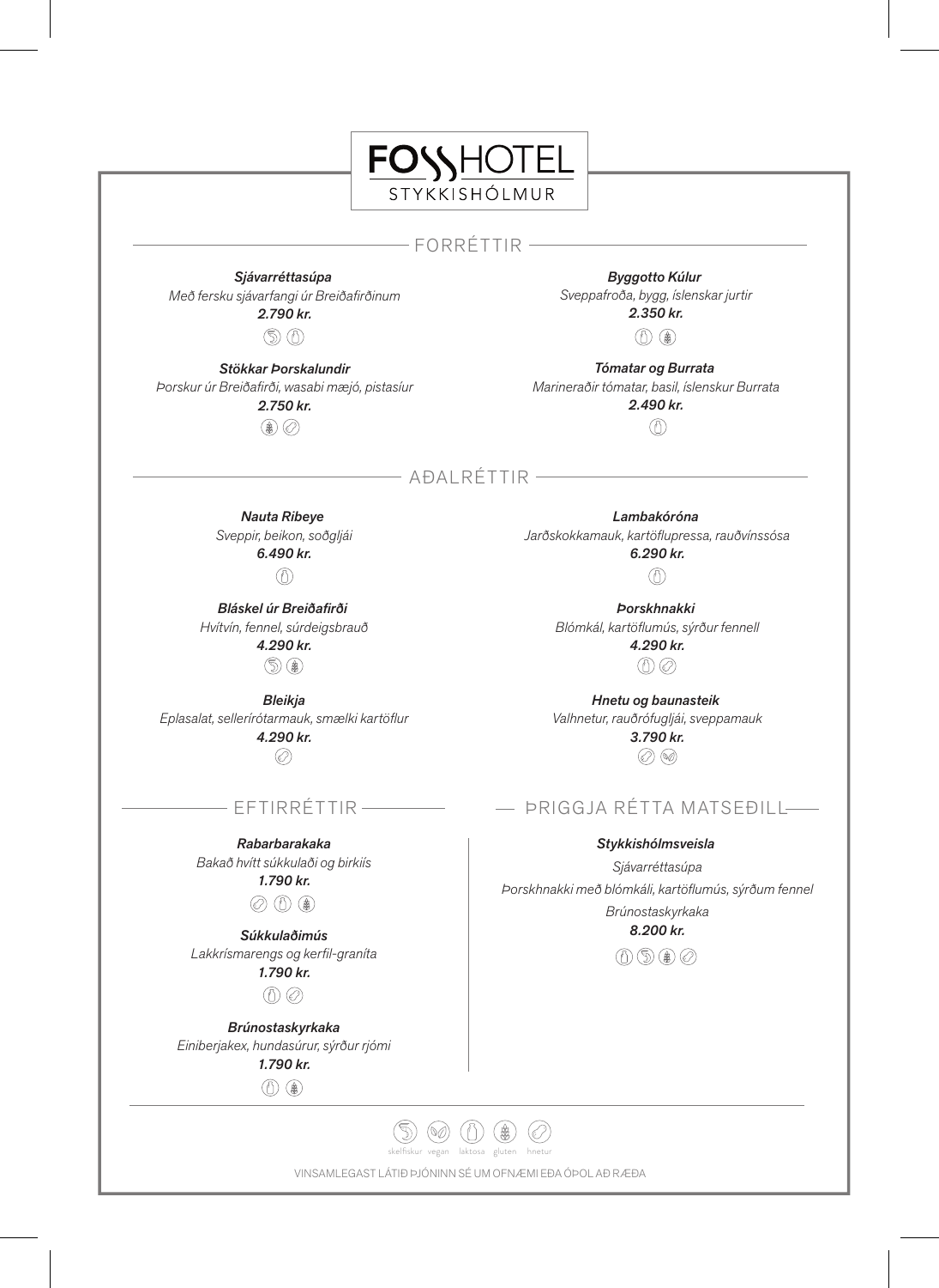# FOSSHOTEL STYKKISHÓLMUR

## FORRÉTTIR

***Sjávarréttasúpa***
*Með fersku sjávarfangi úr Breiðafirðinum*
***2.790 kr.***

***Byggotto Kúlur***
*Sveppafroða, bygg, íslenskar jurtir*
***2.350 kr.***

***Stökkar Þorskalundir***
*Þorskur úr Breiðafirði, wasabi mæjó, pistasíur*
***2.750 kr.***

***Tómatar og Burrata***
*Marineraðir tómatar, basil, íslenskur Burrata*
***2.490 kr.***

## AÐALRÉTTIR

***Nauta Ribeye***
*Sveppir, beikon, soðgljái*
***6.490 kr.***

***Lambakóróna***
*Jarðskokkamauk, kartöflupressa, rauðvínssósa*
***6.290 kr.***

***Bláskel úr Breiðafirði***
*Hvítvín, fennel, súrdeigsbrauð*
***4.290 kr.***

***Þorskhnakki***
*Blómkál, kartöflumús, sýrður fennell*
***4.290 kr.***

***Bleikja***
*Eplasalat, sellerírótarmauk, smælki kartöflur*
***4.290 kr.***

***Hnetu og baunasteik***
*Valhnetur, rauðrófugljái, sveppamauk*
***3.790 kr.***

## EFTIRRÉTTIR

***Rabarbarakaka***
*Bakað hvítt súkkulaði og birkiís*
***1.790 kr.***

***Súkkulaðimús***
*Lakkrísmarengs og kerfil-graníta*
***1.790 kr.***

***Brúnostaskyrkaka***
*Einiberjakex, hundasúrur, sýrður rjómi*
***1.790 kr.***

## ÞRIGGJA RÉTTA MATSEÐILL

***Stykkishólmsveisla***
*Sjávarréttasúpa*
*Þorskhnakki með blómkáli, kartöflumús, sýrðum fennel*
*Brúnostaskyrkaka*
***8.200 kr.***

skelfiskur vegan laktósa gluten hnetur

VINSAMLEGAST LÁTIÐ ÞJÓNINN SÉ UM OFNÆMI EÐA ÓÞOL AÐ RÆÐA